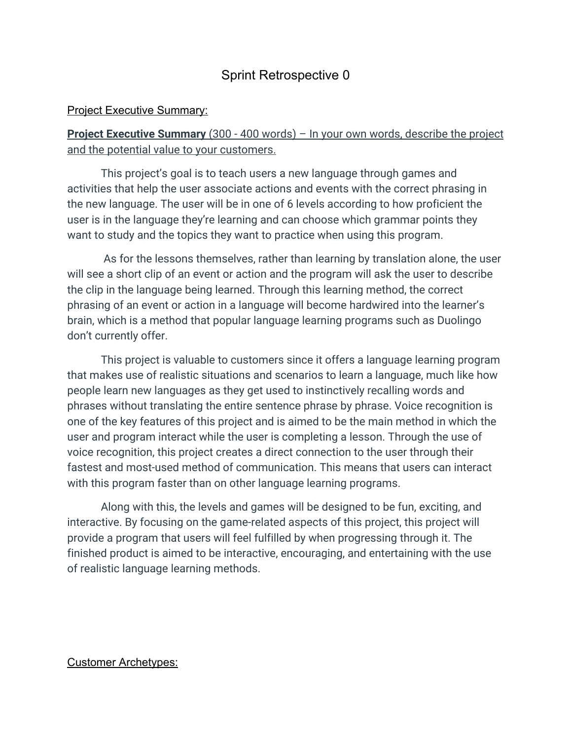# Sprint Retrospective 0

## Project Executive Summary:

**Project Executive Summary** (300 - 400 words) – In your own words, describe the project and the potential value to your customers.

This project's goal is to teach users a new language through games and activities that help the user associate actions and events with the correct phrasing in the new language. The user will be in one of 6 levels according to how proficient the user is in the language they're learning and can choose which grammar points they want to study and the topics they want to practice when using this program.

As for the lessons themselves, rather than learning by translation alone, the user will see a short clip of an event or action and the program will ask the user to describe the clip in the language being learned. Through this learning method, the correct phrasing of an event or action in a language will become hardwired into the learner's brain, which is a method that popular language learning programs such as Duolingo don't currently offer.

This project is valuable to customers since it offers a language learning program that makes use of realistic situations and scenarios to learn a language, much like how people learn new languages as they get used to instinctively recalling words and phrases without translating the entire sentence phrase by phrase. Voice recognition is one of the key features of this project and is aimed to be the main method in which the user and program interact while the user is completing a lesson. Through the use of voice recognition, this project creates a direct connection to the user through their fastest and most-used method of communication. This means that users can interact with this program faster than on other language learning programs.

Along with this, the levels and games will be designed to be fun, exciting, and interactive. By focusing on the game-related aspects of this project, this project will provide a program that users will feel fulfilled by when progressing through it. The finished product is aimed to be interactive, encouraging, and entertaining with the use of realistic language learning methods.

## Customer Archetypes: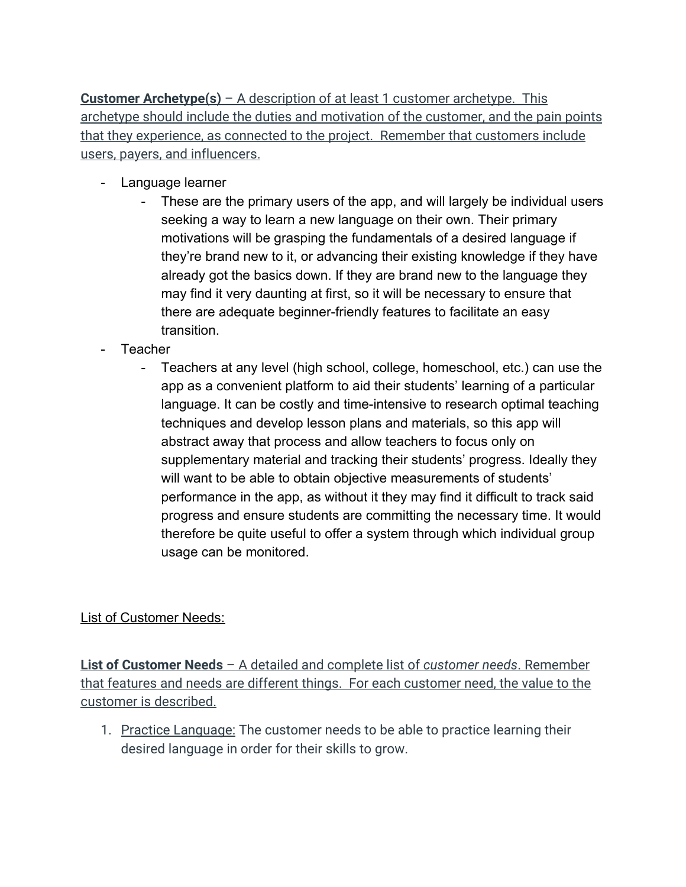**Customer Archetype(s)** – A description of at least 1 customer archetype. This archetype should include the duties and motivation of the customer, and the pain points that they experience, as connected to the project. Remember that customers include users, payers, and influencers.

- Language learner
    - These are the primary users of the app, and will largely be individual users seeking a way to learn a new language on their own. Their primary motivations will be grasping the fundamentals of a desired language if they're brand new to it, or advancing their existing knowledge if they have already got the basics down. If they are brand new to the language they may find it very daunting at first, so it will be necessary to ensure that there are adequate beginner-friendly features to facilitate an easy transition.
- Teacher
    - Teachers at any level (high school, college, homeschool, etc.) can use the app as a convenient platform to aid their students' learning of a particular language. It can be costly and time-intensive to research optimal teaching techniques and develop lesson plans and materials, so this app will abstract away that process and allow teachers to focus only on supplementary material and tracking their students' progress. Ideally they will want to be able to obtain objective measurements of students' performance in the app, as without it they may find it difficult to track said progress and ensure students are committing the necessary time. It would therefore be quite useful to offer a system through which individual group usage can be monitored.

List of Customer Needs:

**List of Customer Needs** – A detailed and complete list of *customer needs*. Remember that features and needs are different things. For each customer need, the value to the customer is described.

1. Practice Language: The customer needs to be able to practice learning their desired language in order for their skills to grow.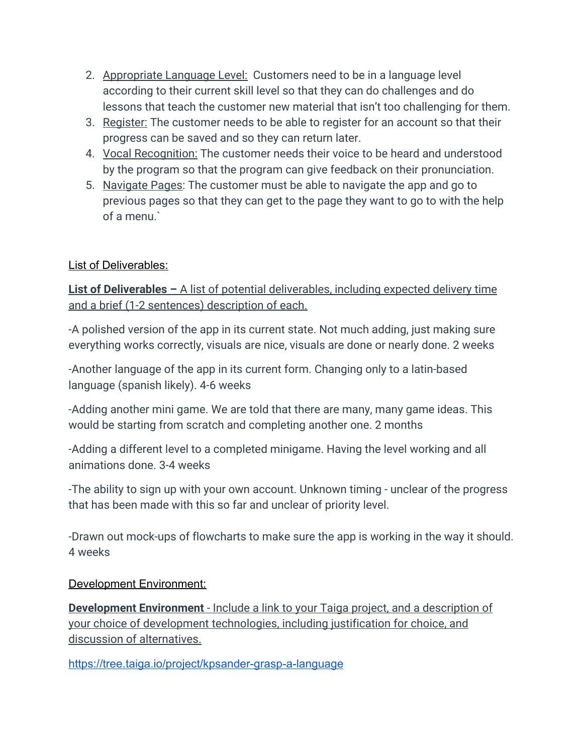2. Appropriate Language Level: Customers need to be in a language level according to their current skill level so that they can do challenges and do lessons that teach the customer new material that isn't too challenging for them.
3. Register: The customer needs to be able to register for an account so that their progress can be saved and so they can return later.
4. Vocal Recognition: The customer needs their voice to be heard and understood by the program so that the program can give feedback on their pronunciation.
5. Navigate Pages: The customer must be able to navigate the app and go to previous pages so that they can get to the page they want to go to with the help of a menu.`

List of Deliverables:

**List of Deliverables –** A list of potential deliverables, including expected delivery time and a brief (1-2 sentences) description of each.

-A polished version of the app in its current state. Not much adding, just making sure everything works correctly, visuals are nice, visuals are done or nearly done. 2 weeks

-Another language of the app in its current form. Changing only to a latin-based language (spanish likely). 4-6 weeks

-Adding another mini game. We are told that there are many, many game ideas. This would be starting from scratch and completing another one. 2 months

-Adding a different level to a completed minigame. Having the level working and all animations done. 3-4 weeks

-The ability to sign up with your own account. Unknown timing - unclear of the progress that has been made with this so far and unclear of priority level.

-Drawn out mock-ups of flowcharts to make sure the app is working in the way it should. 4 weeks

Development Environment:

**Development Environment** - Include a link to your Taiga project, and a description of your choice of development technologies, including justification for choice, and discussion of alternatives.

https://tree.taiga.io/project/kpsander-grasp-a-language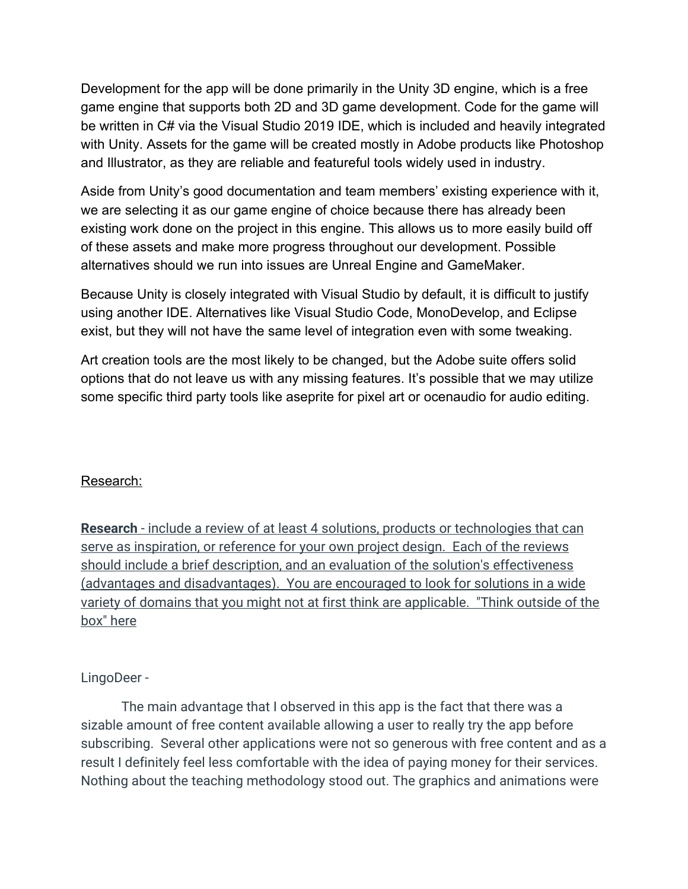Development for the app will be done primarily in the Unity 3D engine, which is a free game engine that supports both 2D and 3D game development. Code for the game will be written in C# via the Visual Studio 2019 IDE, which is included and heavily integrated with Unity. Assets for the game will be created mostly in Adobe products like Photoshop and Illustrator, as they are reliable and featureful tools widely used in industry.

Aside from Unity's good documentation and team members' existing experience with it, we are selecting it as our game engine of choice because there has already been existing work done on the project in this engine. This allows us to more easily build off of these assets and make more progress throughout our development. Possible alternatives should we run into issues are Unreal Engine and GameMaker.

Because Unity is closely integrated with Visual Studio by default, it is difficult to justify using another IDE. Alternatives like Visual Studio Code, MonoDevelop, and Eclipse exist, but they will not have the same level of integration even with some tweaking.

Art creation tools are the most likely to be changed, but the Adobe suite offers solid options that do not leave us with any missing features. It's possible that we may utilize some specific third party tools like aseprite for pixel art or ocenaudio for audio editing.

Research:

**Research** - include a review of at least 4 solutions, products or technologies that can serve as inspiration, or reference for your own project design. Each of the reviews should include a brief description, and an evaluation of the solution's effectiveness (advantages and disadvantages). You are encouraged to look for solutions in a wide variety of domains that you might not at first think are applicable. "Think outside of the box" here

LingoDeer -

The main advantage that I observed in this app is the fact that there was a sizable amount of free content available allowing a user to really try the app before subscribing. Several other applications were not so generous with free content and as a result I definitely feel less comfortable with the idea of paying money for their services. Nothing about the teaching methodology stood out. The graphics and animations were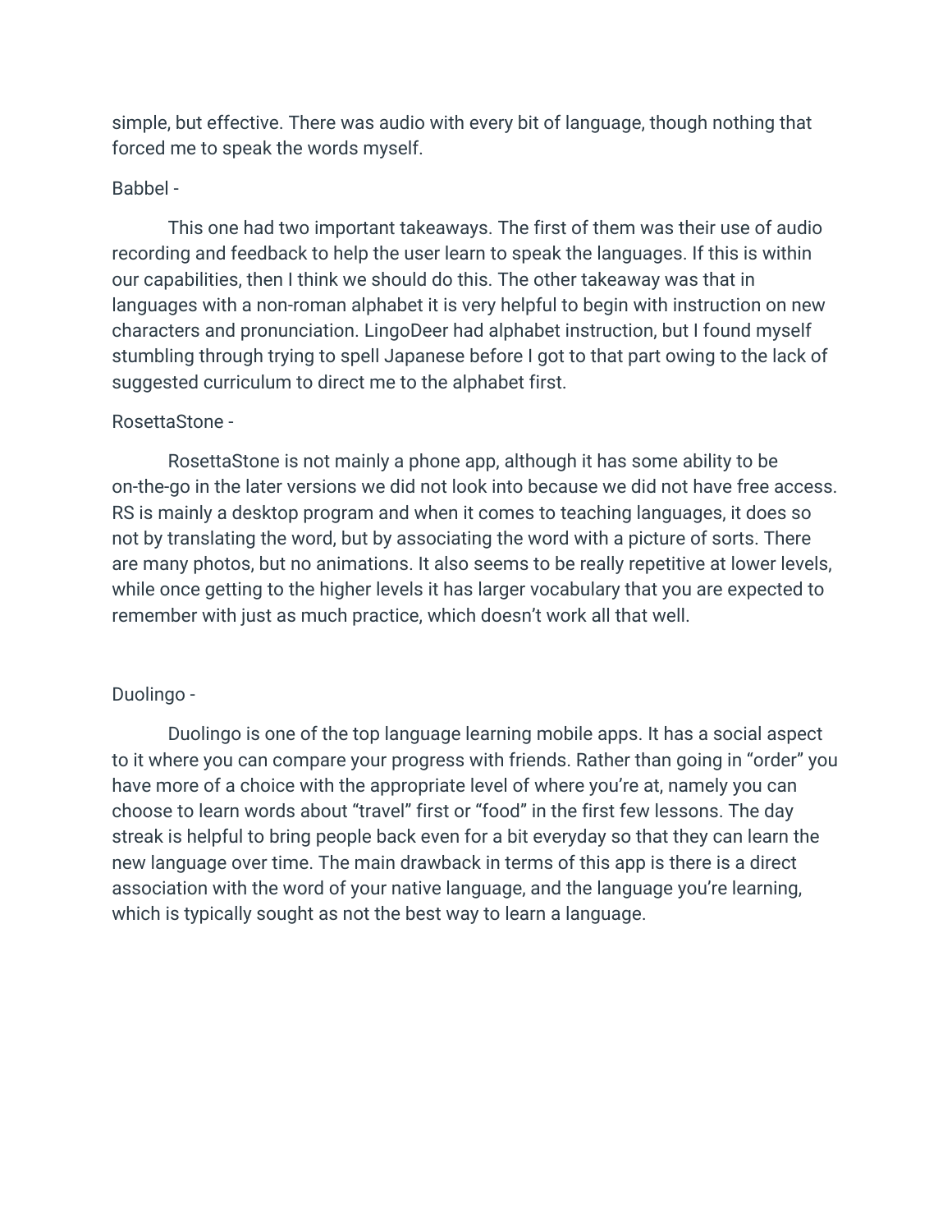simple, but effective. There was audio with every bit of language, though nothing that forced me to speak the words myself.

Babbel -

This one had two important takeaways. The first of them was their use of audio recording and feedback to help the user learn to speak the languages. If this is within our capabilities, then I think we should do this. The other takeaway was that in languages with a non-roman alphabet it is very helpful to begin with instruction on new characters and pronunciation. LingoDeer had alphabet instruction, but I found myself stumbling through trying to spell Japanese before I got to that part owing to the lack of suggested curriculum to direct me to the alphabet first.

RosettaStone -

RosettaStone is not mainly a phone app, although it has some ability to be on-the-go in the later versions we did not look into because we did not have free access. RS is mainly a desktop program and when it comes to teaching languages, it does so not by translating the word, but by associating the word with a picture of sorts. There are many photos, but no animations. It also seems to be really repetitive at lower levels, while once getting to the higher levels it has larger vocabulary that you are expected to remember with just as much practice, which doesn't work all that well.

Duolingo -

Duolingo is one of the top language learning mobile apps. It has a social aspect to it where you can compare your progress with friends. Rather than going in "order" you have more of a choice with the appropriate level of where you're at, namely you can choose to learn words about "travel" first or "food" in the first few lessons. The day streak is helpful to bring people back even for a bit everyday so that they can learn the new language over time. The main drawback in terms of this app is there is a direct association with the word of your native language, and the language you're learning, which is typically sought as not the best way to learn a language.